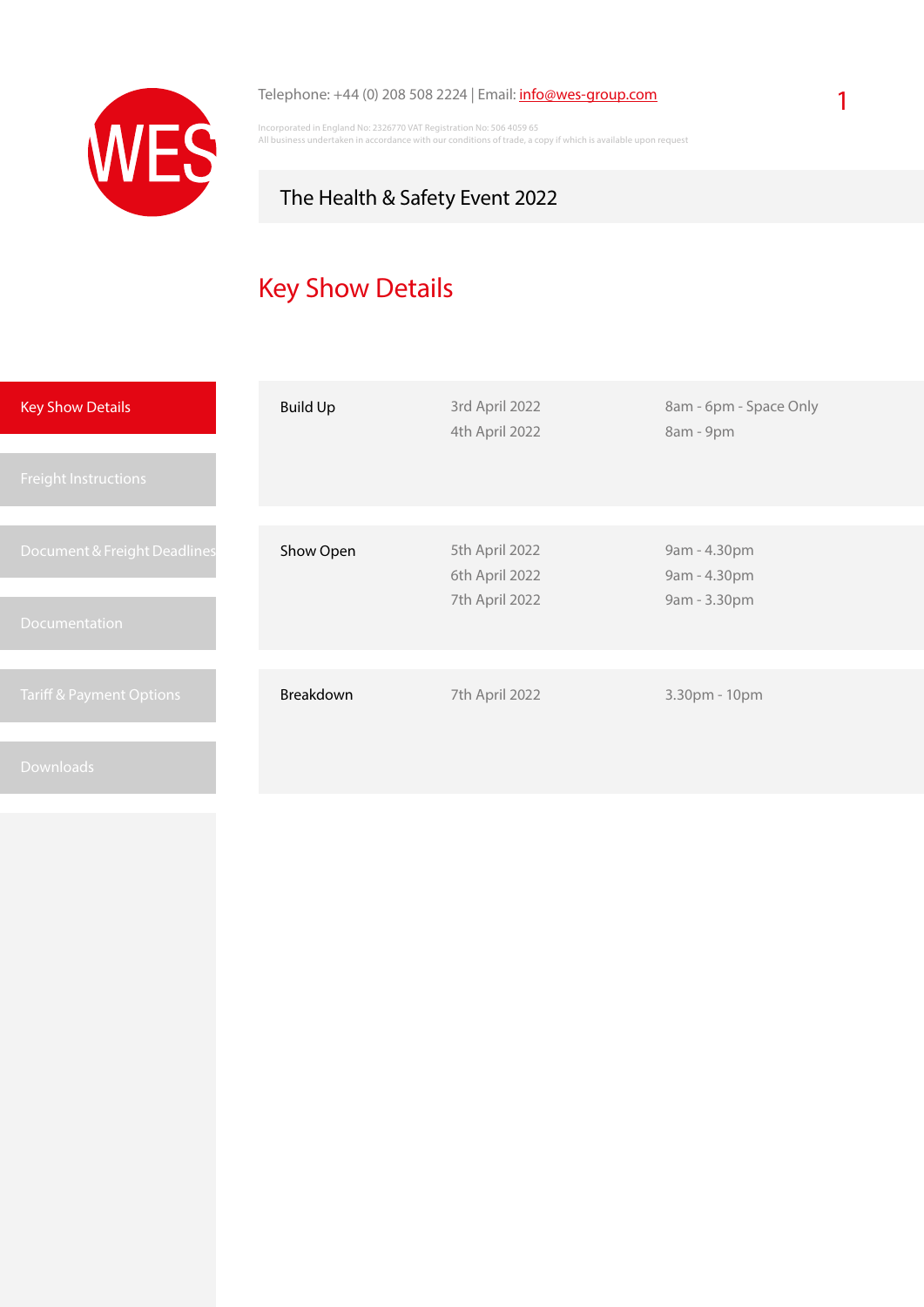Telephone: +44 (0) 208 508 2224 | Email: info@wes-group.com

Incorporated in England No: 2326770 VAT Registration No: 506 4059 65
All business undertaken in accordance with our conditions of trade, a copy if which is available upon request

# The Health & Safety Event 2022

## Key Show Details

- Key Show Details
- Freight Instructions
- Document & Freight Deadlines
- Documentation
- Tariff & Payment Options
- Downloads

| | | |
|---|---|---|
| Build Up | 3rd April 2022 | 8am - 6pm - Space Only |
| | 4th April 2022 | 8am - 9pm |
| Show Open | 5th April 2022 | 9am - 4.30pm |
| | 6th April 2022 | 9am - 4.30pm |
| | 7th April 2022 | 9am - 3.30pm |
| Breakdown | 7th April 2022 | 3.30pm - 10pm |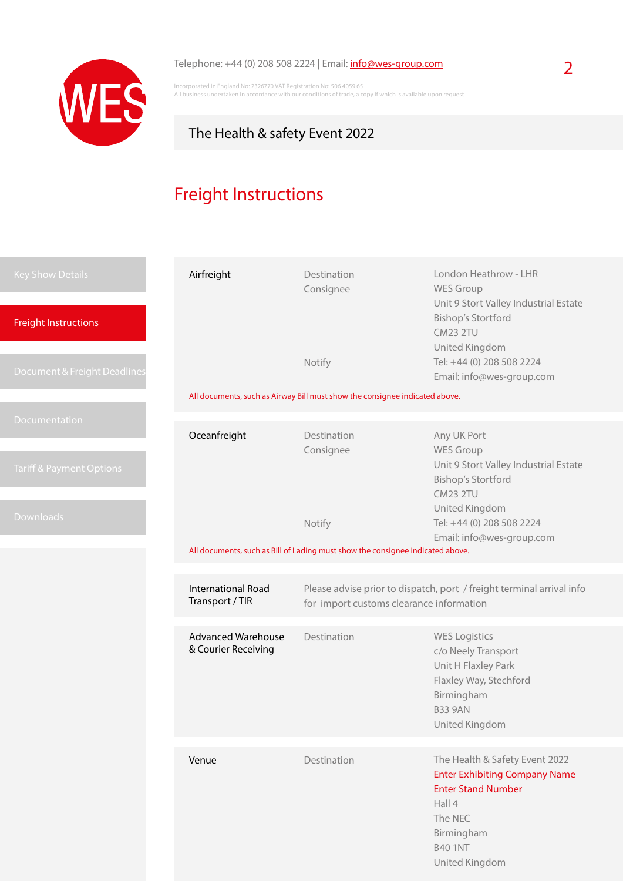Telephone: +44 (0) 208 508 2224 | Email: info@wes-group.com

Incorporated in England No: 2326770 VAT Registration No: 506 4059 65
All business undertaken in accordance with our conditions of trade, a copy if which is available upon request

## The Health & safety Event 2022

# Freight Instructions

- Key Show Details
- Freight Instructions
- Document & Freight Deadlines
- Documentation
- Tariff & Payment Options
- Downloads

### Airfreight

| | |
|---|---|
| Destination | London Heathrow - LHR |
| Consignee | WES Group<br>Unit 9 Stort Valley Industrial Estate<br>Bishop's Stortford<br>CM23 2TU<br>United Kingdom |
| Notify | Tel: +44 (0) 208 508 2224<br>Email: info@wes-group.com |

All documents, such as Airway Bill must show the consignee indicated above.

### Oceanfreight

| | |
|---|---|
| Destination | Any UK Port |
| Consignee | WES Group<br>Unit 9 Stort Valley Industrial Estate<br>Bishop's Stortford<br>CM23 2TU<br>United Kingdom |
| Notify | Tel: +44 (0) 208 508 2224<br>Email: info@wes-group.com |

All documents, such as Bill of Lading must show the consignee indicated above.

### International Road Transport / TIR

Please advise prior to dispatch, port / freight terminal arrival info for import customs clearance information

### Advanced Warehouse & Courier Receiving

| | |
|---|---|
| Destination | WES Logistics<br>c/o Neely Transport<br>Unit H Flaxley Park<br>Flaxley Way, Stechford<br>Birmingham<br>B33 9AN<br>United Kingdom |

### Venue

| | |
|---|---|
| Destination | The Health & Safety Event 2022<br>Enter Exhibiting Company Name<br>Enter Stand Number<br>Hall 4<br>The NEC<br>Birmingham<br>B40 1NT<br>United Kingdom |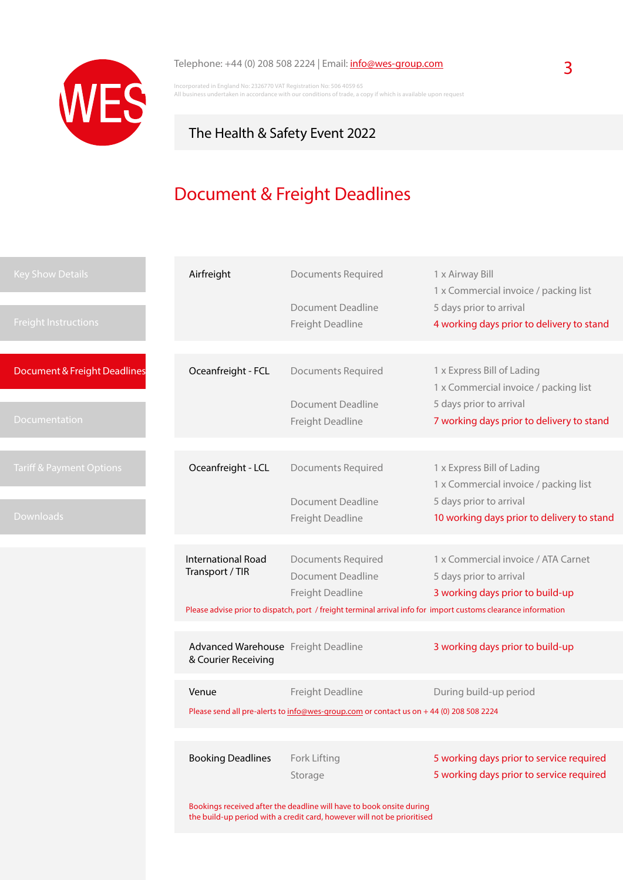Telephone: +44 (0) 208 508 2224 | Email: info@wes-group.com

Incorporated in England No: 2326770 VAT Registration No: 506 4059 65
All business undertaken in accordance with our conditions of trade, a copy if which is available upon request

The Health & Safety Event 2022

# Document & Freight Deadlines

- Key Show Details
- Freight Instructions
- Document & Freight Deadlines
- Documentation
- Tariff & Payment Options
- Downloads

| | | |
|---|---|---|
| Airfreight | Documents Required | 1 x Airway Bill<br>1 x Commercial invoice / packing list |
| | Document Deadline | 5 days prior to arrival |
| | Freight Deadline | 4 working days prior to delivery to stand |

| | | |
|---|---|---|
| Oceanfreight - FCL | Documents Required | 1 x Express Bill of Lading<br>1 x Commercial invoice / packing list |
| | Document Deadline | 5 days prior to arrival |
| | Freight Deadline | 7 working days prior to delivery to stand |

| | | |
|---|---|---|
| Oceanfreight - LCL | Documents Required | 1 x Express Bill of Lading<br>1 x Commercial invoice / packing list |
| | Document Deadline | 5 days prior to arrival |
| | Freight Deadline | 10 working days prior to delivery to stand |

| | | |
|---|---|---|
| International Road Transport / TIR | Documents Required | 1 x Commercial invoice / ATA Carnet |
| | Document Deadline | 5 days prior to arrival |
| | Freight Deadline | 3 working days prior to build-up |

Please advise prior to dispatch, port / freight terminal arrival info for import customs clearance information

| | | |
|---|---|---|
| Advanced Warehouse & Courier Receiving | Freight Deadline | 3 working days prior to build-up |

| | | |
|---|---|---|
| Venue | Freight Deadline | During build-up period |

Please send all pre-alerts to info@wes-group.com or contact us on + 44 (0) 208 508 2224

| | | |
|---|---|---|
| Booking Deadlines | Fork Lifting | 5 working days prior to service required |
| | Storage | 5 working days prior to service required |

Bookings received after the deadline will have to book onsite during the build-up period with a credit card, however will not be prioritised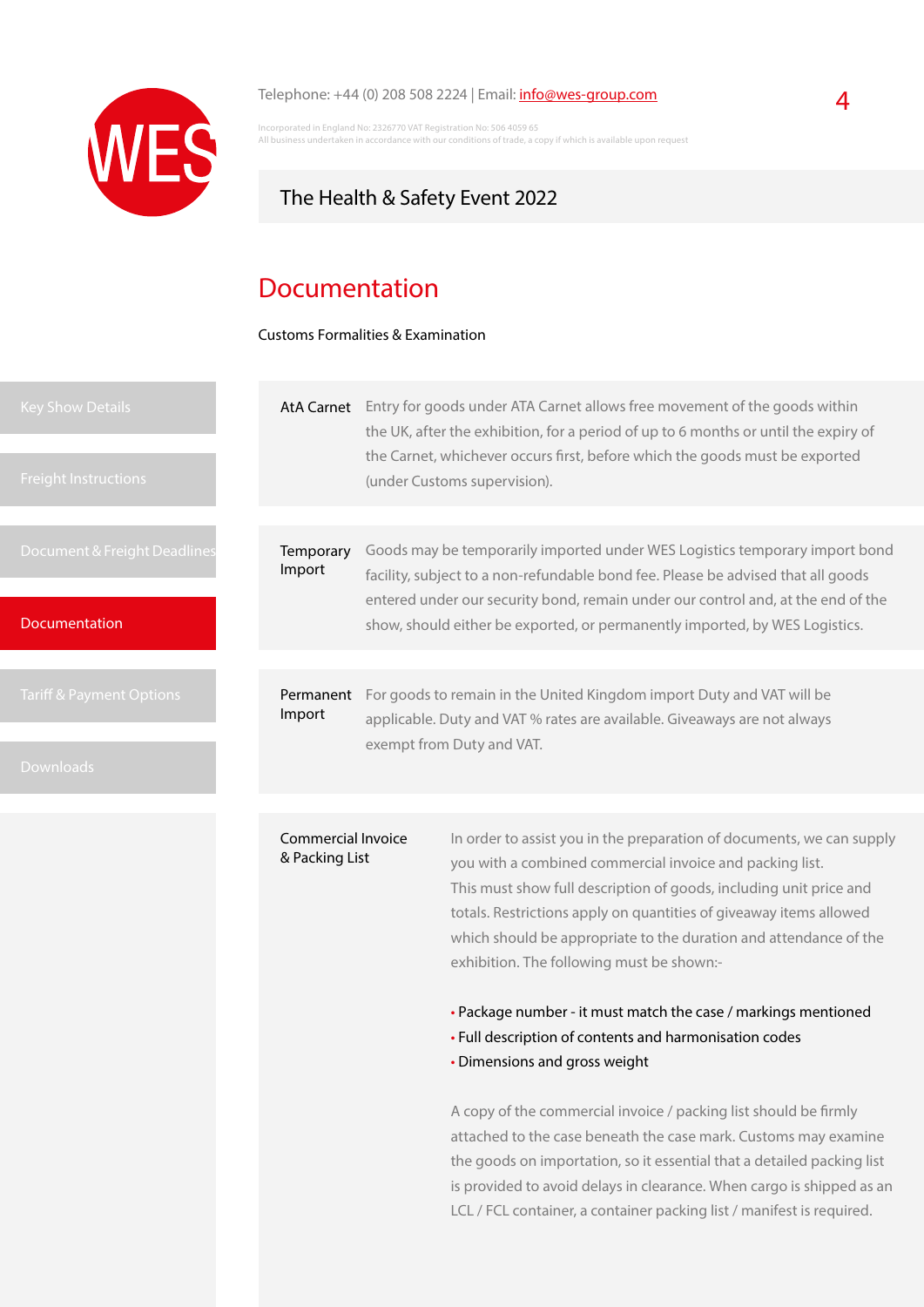# Documentation

Customs Formalities & Examination

**AtA Carnet**

Entry for goods under ATA Carnet allows free movement of the goods within the UK, after the exhibition, for a period of up to 6 months or until the expiry of the Carnet, whichever occurs first, before which the goods must be exported (under Customs supervision).

**Temporary Import**

Goods may be temporarily imported under WES Logistics temporary import bond facility, subject to a non-refundable bond fee. Please be advised that all goods entered under our security bond, remain under our control and, at the end of the show, should either be exported, or permanently imported, by WES Logistics.

**Permanent Import**

For goods to remain in the United Kingdom import Duty and VAT will be applicable. Duty and VAT % rates are available. Giveaways are not always exempt from Duty and VAT.

**Commercial Invoice & Packing List**

In order to assist you in the preparation of documents, we can supply you with a combined commercial invoice and packing list. This must show full description of goods, including unit price and totals. Restrictions apply on quantities of giveaway items allowed which should be appropriate to the duration and attendance of the exhibition. The following must be shown:-

- Package number - it must match the case / markings mentioned
- Full description of contents and harmonisation codes
- Dimensions and gross weight

A copy of the commercial invoice / packing list should be firmly attached to the case beneath the case mark. Customs may examine the goods on importation, so it essential that a detailed packing list is provided to avoid delays in clearance. When cargo is shipped as an LCL / FCL container, a container packing list / manifest is required.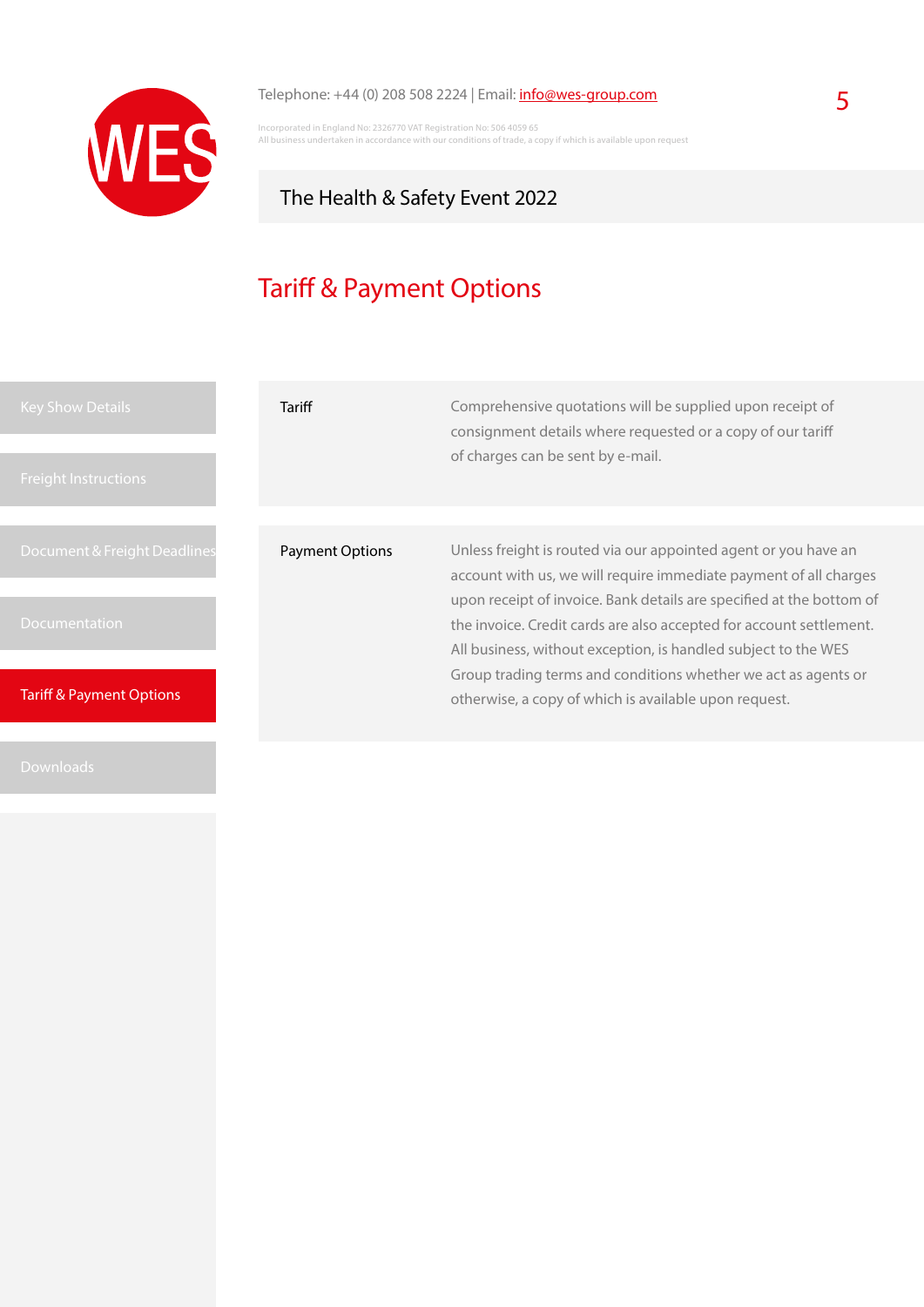Telephone: +44 (0) 208 508 2224 | Email: info@wes-group.com

Incorporated in England No: 2326770 VAT Registration No: 506 4059 65
All business undertaken in accordance with our conditions of trade, a copy if which is available upon request

The Health & Safety Event 2022

# Tariff & Payment Options

- Key Show Details
- Freight Instructions
- Document & Freight Deadlines
- Documentation
- Tariff & Payment Options
- Downloads

| | |
|---|---|
| Tariff | Comprehensive quotations will be supplied upon receipt of consignment details where requested or a copy of our tariff of charges can be sent by e-mail. |
| Payment Options | Unless freight is routed via our appointed agent or you have an account with us, we will require immediate payment of all charges upon receipt of invoice. Bank details are specified at the bottom of the invoice. Credit cards are also accepted for account settlement. All business, without exception, is handled subject to the WES Group trading terms and conditions whether we act as agents or otherwise, a copy of which is available upon request. |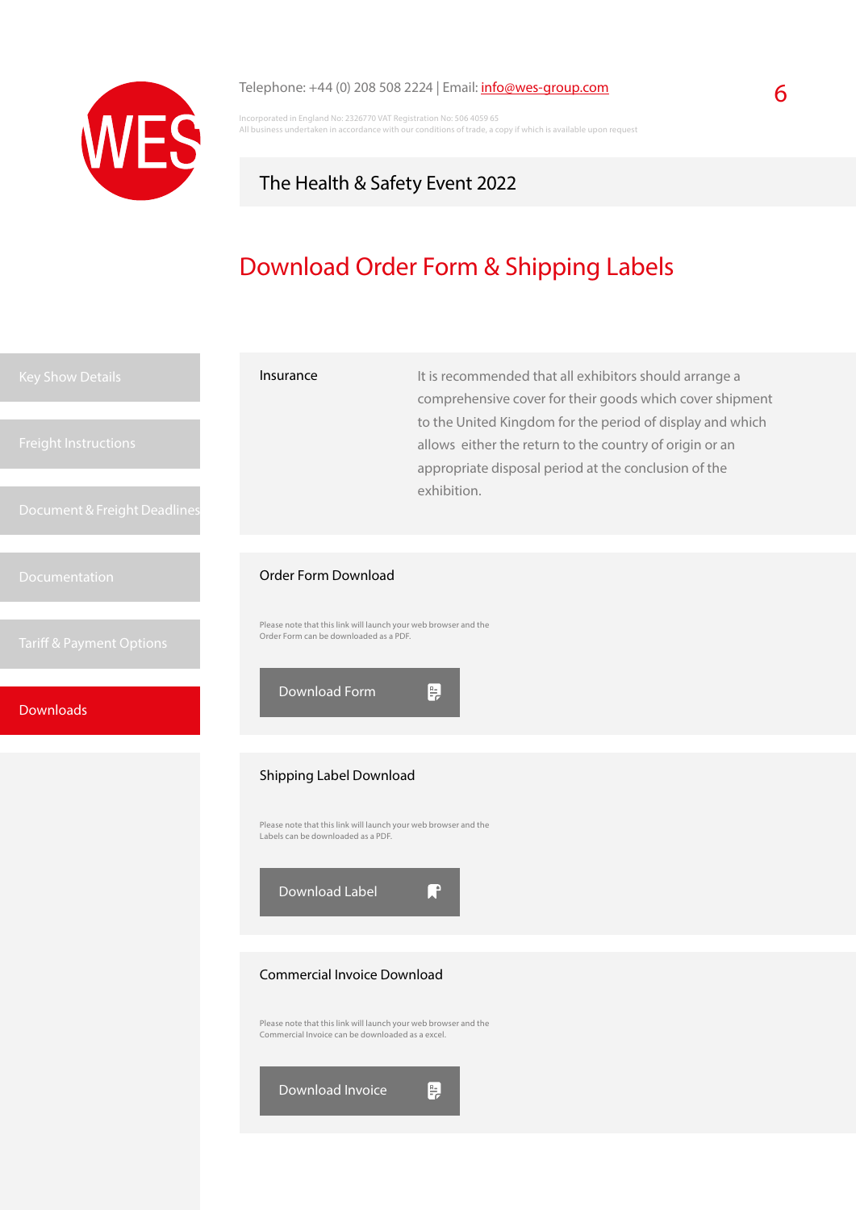Telephone: +44 (0) 208 508 2224 | Email: info@wes-group.com

Incorporated in England No: 2326770 VAT Registration No: 506 4059 65
All business undertaken in accordance with our conditions of trade, a copy if which is available upon request

The Health & Safety Event 2022

# Download Order Form & Shipping Labels

- Key Show Details
- Freight Instructions
- Document & Freight Deadlines
- Documentation
- Tariff & Payment Options
- Downloads

**Insurance**

It is recommended that all exhibitors should arrange a comprehensive cover for their goods which cover shipment to the United Kingdom for the period of display and which allows either the return to the country of origin or an appropriate disposal period at the conclusion of the exhibition.

## Order Form Download

Please note that this link will launch your web browser and the Order Form can be downloaded as a PDF.

Download Form

## Shipping Label Download

Please note that this link will launch your web browser and the Labels can be downloaded as a PDF.

Download Label

## Commercial Invoice Download

Please note that this link will launch your web browser and the Commercial Invoice can be downloaded as a excel.

Download Invoice